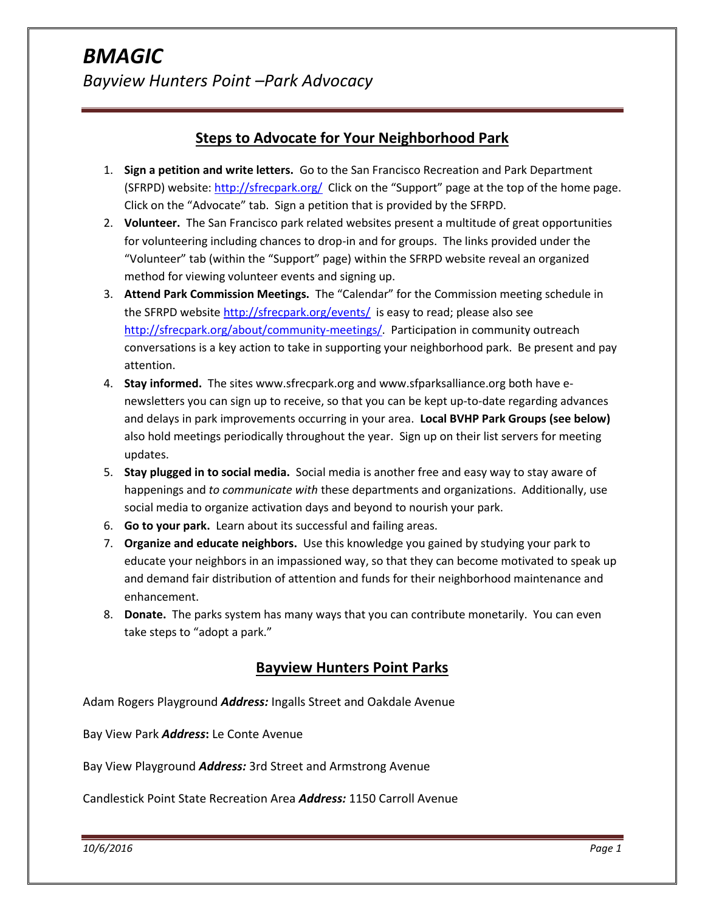# *BMAGIC*

## *Bayview Hunters Point –Park Advocacy*

## Steps to Advocate for Your Neighborhood Park

1. **Sign a petition and write letters.** Go to the San Francisco Recreation and Park Department (SFRPD) website: http://sfrecpark.org/ Click on the "Support" page at the top of the home page. Click on the "Advocate" tab. Sign a petition that is provided by the SFRPD.
2. **Volunteer.** The San Francisco park related websites present a multitude of great opportunities for volunteering including chances to drop-in and for groups. The links provided under the "Volunteer" tab (within the "Support" page) within the SFRPD website reveal an organized method for viewing volunteer events and signing up.
3. **Attend Park Commission Meetings.** The "Calendar" for the Commission meeting schedule in the SFRPD website http://sfrecpark.org/events/ is easy to read; please also see http://sfrecpark.org/about/community-meetings/. Participation in community outreach conversations is a key action to take in supporting your neighborhood park. Be present and pay attention.
4. **Stay informed.** The sites www.sfrecpark.org and www.sfparksalliance.org both have e-newsletters you can sign up to receive, so that you can be kept up-to-date regarding advances and delays in park improvements occurring in your area. **Local BVHP Park Groups (see below)** also hold meetings periodically throughout the year. Sign up on their list servers for meeting updates.
5. **Stay plugged in to social media.** Social media is another free and easy way to stay aware of happenings and *to communicate with* these departments and organizations. Additionally, use social media to organize activation days and beyond to nourish your park.
6. **Go to your park.** Learn about its successful and failing areas.
7. **Organize and educate neighbors.** Use this knowledge you gained by studying your park to educate your neighbors in an impassioned way, so that they can become motivated to speak up and demand fair distribution of attention and funds for their neighborhood maintenance and enhancement.
8. **Donate.** The parks system has many ways that you can contribute monetarily. You can even take steps to "adopt a park."

## Bayview Hunters Point Parks

Adam Rogers Playground ***Address:*** Ingalls Street and Oakdale Avenue

Bay View Park ***Address*:** Le Conte Avenue

Bay View Playground ***Address:*** 3rd Street and Armstrong Avenue

Candlestick Point State Recreation Area ***Address:*** 1150 Carroll Avenue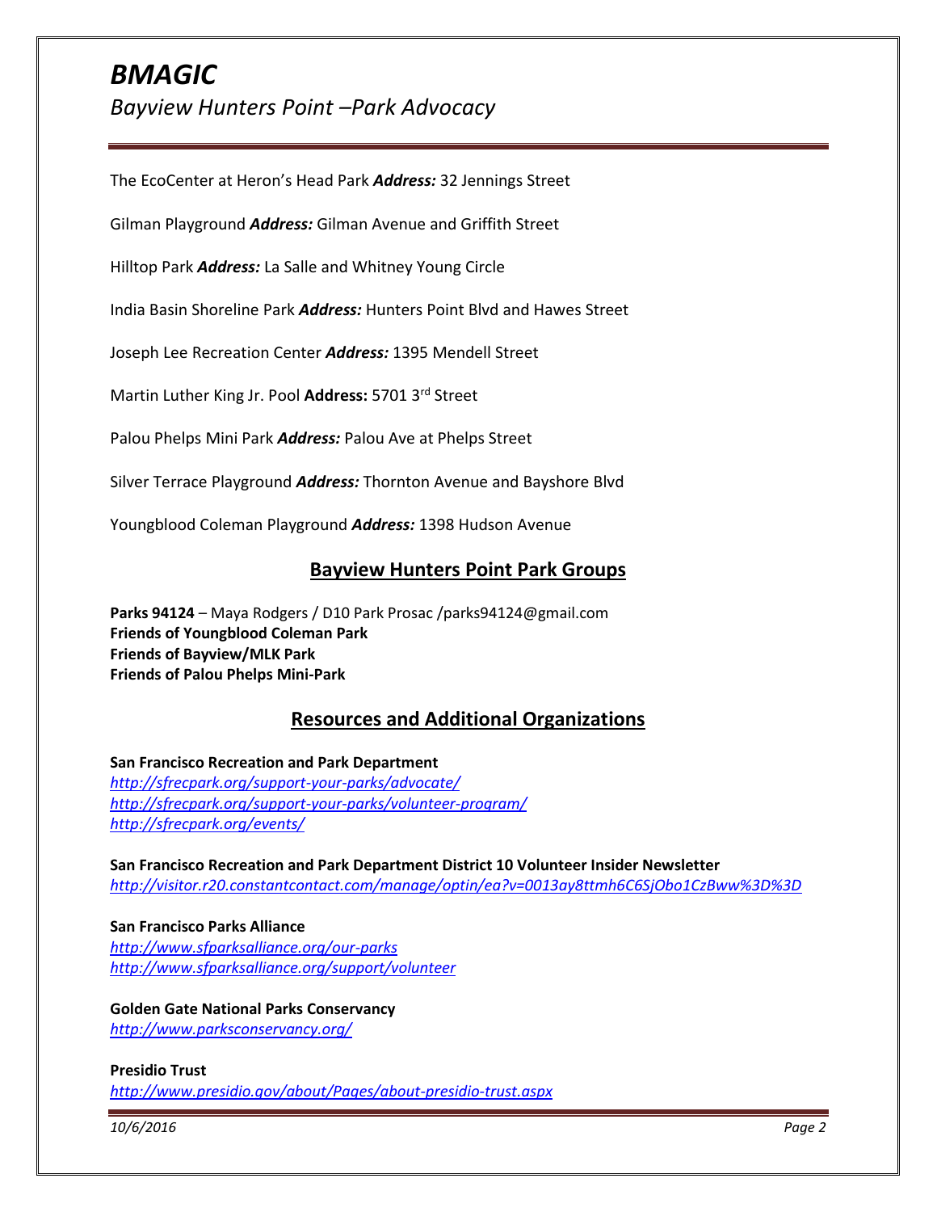The EcoCenter at Heron's Head Park ***Address:*** 32 Jennings Street

Gilman Playground ***Address:*** Gilman Avenue and Griffith Street

Hilltop Park ***Address:*** La Salle and Whitney Young Circle

India Basin Shoreline Park ***Address:*** Hunters Point Blvd and Hawes Street

Joseph Lee Recreation Center ***Address:*** 1395 Mendell Street

Martin Luther King Jr. Pool **Address:** 5701 3rd Street

Palou Phelps Mini Park ***Address:*** Palou Ave at Phelps Street

Silver Terrace Playground ***Address:*** Thornton Avenue and Bayshore Blvd

Youngblood Coleman Playground ***Address:*** 1398 Hudson Avenue

## Bayview Hunters Point Park Groups

**Parks 94124** – Maya Rodgers / D10 Park Prosac /parks94124@gmail.com
**Friends of Youngblood Coleman Park**
**Friends of Bayview/MLK Park**
**Friends of Palou Phelps Mini-Park**

## Resources and Additional Organizations

**San Francisco Recreation and Park Department**
*http://sfrecpark.org/support-your-parks/advocate/*
*http://sfrecpark.org/support-your-parks/volunteer-program/*
*http://sfrecpark.org/events/*

**San Francisco Recreation and Park Department District 10 Volunteer Insider Newsletter**
*http://visitor.r20.constantcontact.com/manage/optin/ea?v=0013ay8ttmh6C6SjObo1CzBww%3D%3D*

**San Francisco Parks Alliance**
*http://www.sfparksalliance.org/our-parks*
*http://www.sfparksalliance.org/support/volunteer*

**Golden Gate National Parks Conservancy**
*http://www.parksconservancy.org/*

**Presidio Trust**
*http://www.presidio.gov/about/Pages/about-presidio-trust.aspx*